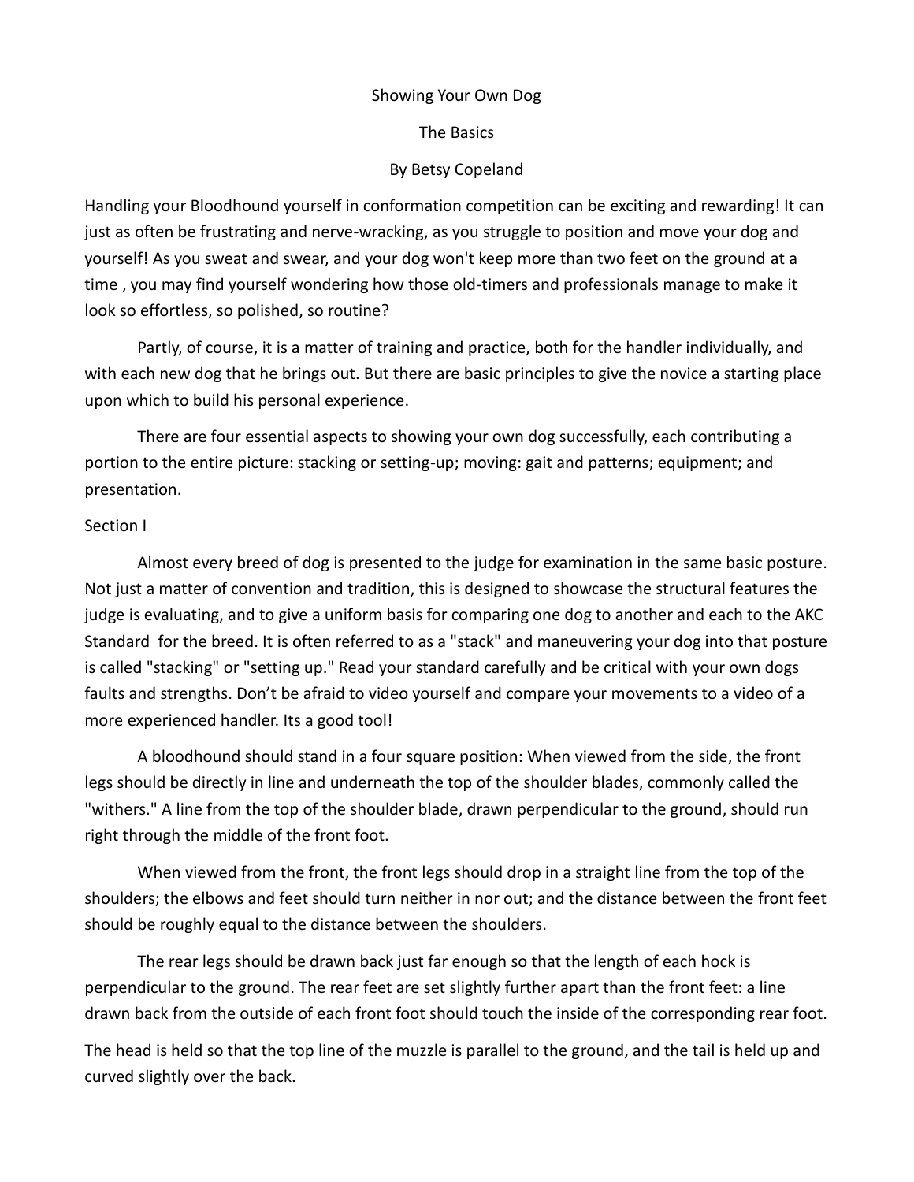# Showing Your Own Dog

## The Basics

By Betsy Copeland

Handling your Bloodhound yourself in conformation competition can be exciting and rewarding! It can just as often be frustrating and nerve-wracking, as you struggle to position and move your dog and yourself! As you sweat and swear, and your dog won't keep more than two feet on the ground at a time , you may find yourself wondering how those old-timers and professionals manage to make it look so effortless, so polished, so routine?

Partly, of course, it is a matter of training and practice, both for the handler individually, and with each new dog that he brings out. But there are basic principles to give the novice a starting place upon which to build his personal experience.

There are four essential aspects to showing your own dog successfully, each contributing a portion to the entire picture: stacking or setting-up; moving: gait and patterns; equipment; and presentation.

### Section I

Almost every breed of dog is presented to the judge for examination in the same basic posture. Not just a matter of convention and tradition, this is designed to showcase the structural features the judge is evaluating, and to give a uniform basis for comparing one dog to another and each to the AKC Standard for the breed. It is often referred to as a "stack" and maneuvering your dog into that posture is called "stacking" or "setting up." Read your standard carefully and be critical with your own dogs faults and strengths. Don't be afraid to video yourself and compare your movements to a video of a more experienced handler. Its a good tool!

A bloodhound should stand in a four square position: When viewed from the side, the front legs should be directly in line and underneath the top of the shoulder blades, commonly called the "withers." A line from the top of the shoulder blade, drawn perpendicular to the ground, should run right through the middle of the front foot.

When viewed from the front, the front legs should drop in a straight line from the top of the shoulders; the elbows and feet should turn neither in nor out; and the distance between the front feet should be roughly equal to the distance between the shoulders.

The rear legs should be drawn back just far enough so that the length of each hock is perpendicular to the ground. The rear feet are set slightly further apart than the front feet: a line drawn back from the outside of each front foot should touch the inside of the corresponding rear foot.

The head is held so that the top line of the muzzle is parallel to the ground, and the tail is held up and curved slightly over the back.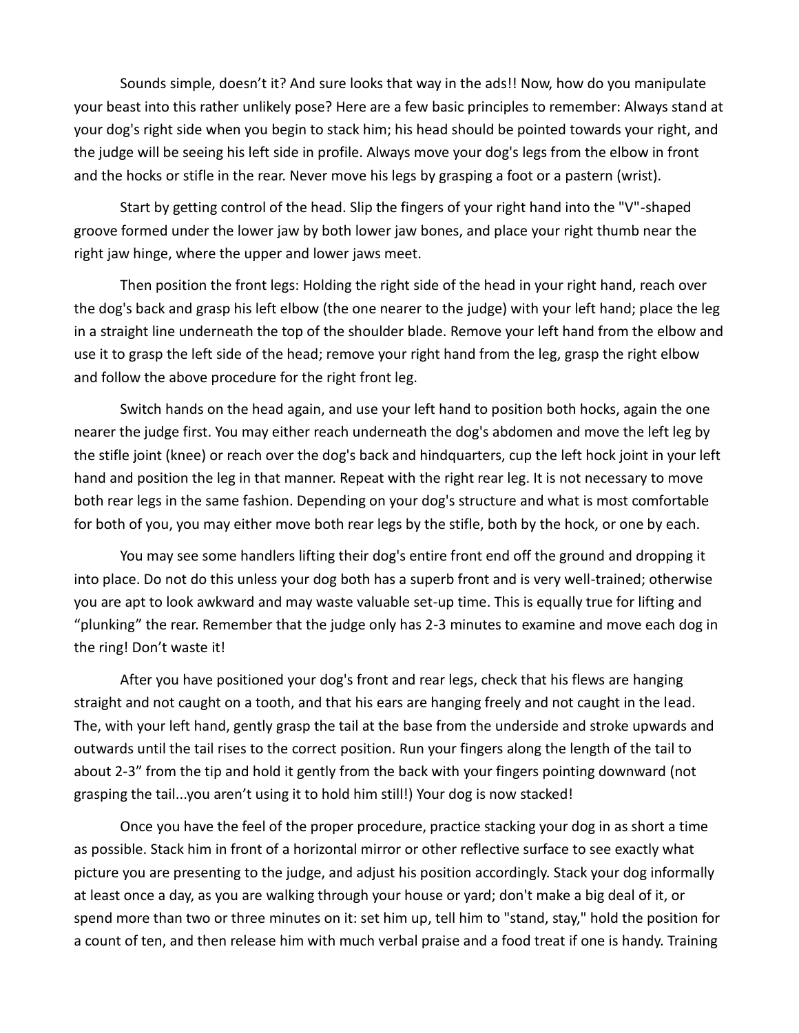Sounds simple, doesn't it? And sure looks that way in the ads!! Now, how do you manipulate your beast into this rather unlikely pose? Here are a few basic principles to remember: Always stand at your dog's right side when you begin to stack him; his head should be pointed towards your right, and the judge will be seeing his left side in profile. Always move your dog's legs from the elbow in front and the hocks or stifle in the rear. Never move his legs by grasping a foot or a pastern (wrist).

Start by getting control of the head. Slip the fingers of your right hand into the "V"-shaped groove formed under the lower jaw by both lower jaw bones, and place your right thumb near the right jaw hinge, where the upper and lower jaws meet.

Then position the front legs: Holding the right side of the head in your right hand, reach over the dog's back and grasp his left elbow (the one nearer to the judge) with your left hand; place the leg in a straight line underneath the top of the shoulder blade. Remove your left hand from the elbow and use it to grasp the left side of the head; remove your right hand from the leg, grasp the right elbow and follow the above procedure for the right front leg.

Switch hands on the head again, and use your left hand to position both hocks, again the one nearer the judge first. You may either reach underneath the dog's abdomen and move the left leg by the stifle joint (knee) or reach over the dog's back and hindquarters, cup the left hock joint in your left hand and position the leg in that manner. Repeat with the right rear leg. It is not necessary to move both rear legs in the same fashion. Depending on your dog's structure and what is most comfortable for both of you, you may either move both rear legs by the stifle, both by the hock, or one by each.

You may see some handlers lifting their dog's entire front end off the ground and dropping it into place. Do not do this unless your dog both has a superb front and is very well-trained; otherwise you are apt to look awkward and may waste valuable set-up time. This is equally true for lifting and "plunking" the rear. Remember that the judge only has 2-3 minutes to examine and move each dog in the ring! Don't waste it!

After you have positioned your dog's front and rear legs, check that his flews are hanging straight and not caught on a tooth, and that his ears are hanging freely and not caught in the lead. The, with your left hand, gently grasp the tail at the base from the underside and stroke upwards and outwards until the tail rises to the correct position. Run your fingers along the length of the tail to about 2-3" from the tip and hold it gently from the back with your fingers pointing downward (not grasping the tail...you aren't using it to hold him still!) Your dog is now stacked!

Once you have the feel of the proper procedure, practice stacking your dog in as short a time as possible. Stack him in front of a horizontal mirror or other reflective surface to see exactly what picture you are presenting to the judge, and adjust his position accordingly. Stack your dog informally at least once a day, as you are walking through your house or yard; don't make a big deal of it, or spend more than two or three minutes on it: set him up, tell him to "stand, stay," hold the position for a count of ten, and then release him with much verbal praise and a food treat if one is handy. Training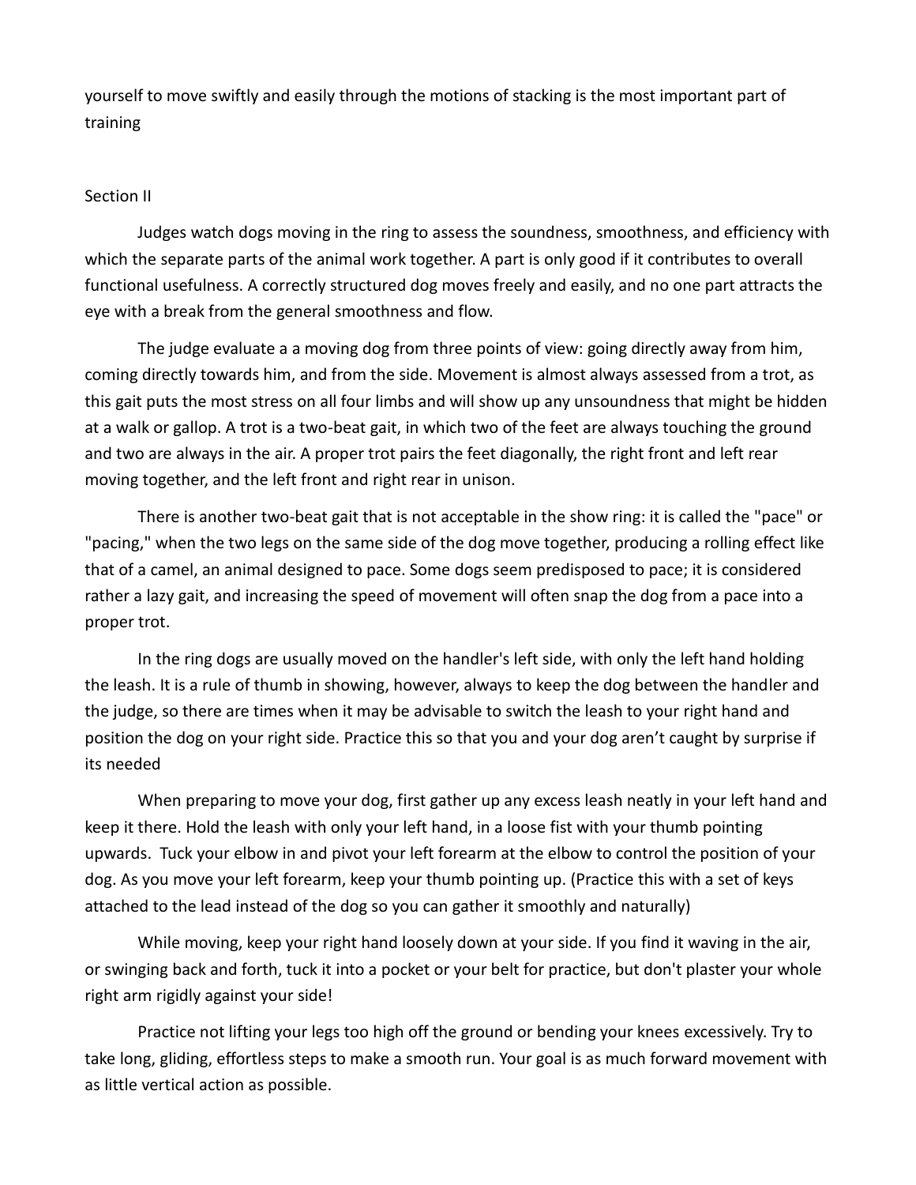yourself to move swiftly and easily through the motions of stacking is the most important part of training

## Section II

Judges watch dogs moving in the ring to assess the soundness, smoothness, and efficiency with which the separate parts of the animal work together. A part is only good if it contributes to overall functional usefulness. A correctly structured dog moves freely and easily, and no one part attracts the eye with a break from the general smoothness and flow.

The judge evaluate a a moving dog from three points of view: going directly away from him, coming directly towards him, and from the side. Movement is almost always assessed from a trot, as this gait puts the most stress on all four limbs and will show up any unsoundness that might be hidden at a walk or gallop. A trot is a two-beat gait, in which two of the feet are always touching the ground and two are always in the air. A proper trot pairs the feet diagonally, the right front and left rear moving together, and the left front and right rear in unison.

There is another two-beat gait that is not acceptable in the show ring: it is called the "pace" or "pacing," when the two legs on the same side of the dog move together, producing a rolling effect like that of a camel, an animal designed to pace. Some dogs seem predisposed to pace; it is considered rather a lazy gait, and increasing the speed of movement will often snap the dog from a pace into a proper trot.

In the ring dogs are usually moved on the handler's left side, with only the left hand holding the leash. It is a rule of thumb in showing, however, always to keep the dog between the handler and the judge, so there are times when it may be advisable to switch the leash to your right hand and position the dog on your right side. Practice this so that you and your dog aren't caught by surprise if its needed

When preparing to move your dog, first gather up any excess leash neatly in your left hand and keep it there. Hold the leash with only your left hand, in a loose fist with your thumb pointing upwards. Tuck your elbow in and pivot your left forearm at the elbow to control the position of your dog. As you move your left forearm, keep your thumb pointing up. (Practice this with a set of keys attached to the lead instead of the dog so you can gather it smoothly and naturally)

While moving, keep your right hand loosely down at your side. If you find it waving in the air, or swinging back and forth, tuck it into a pocket or your belt for practice, but don't plaster your whole right arm rigidly against your side!

Practice not lifting your legs too high off the ground or bending your knees excessively. Try to take long, gliding, effortless steps to make a smooth run. Your goal is as much forward movement with as little vertical action as possible.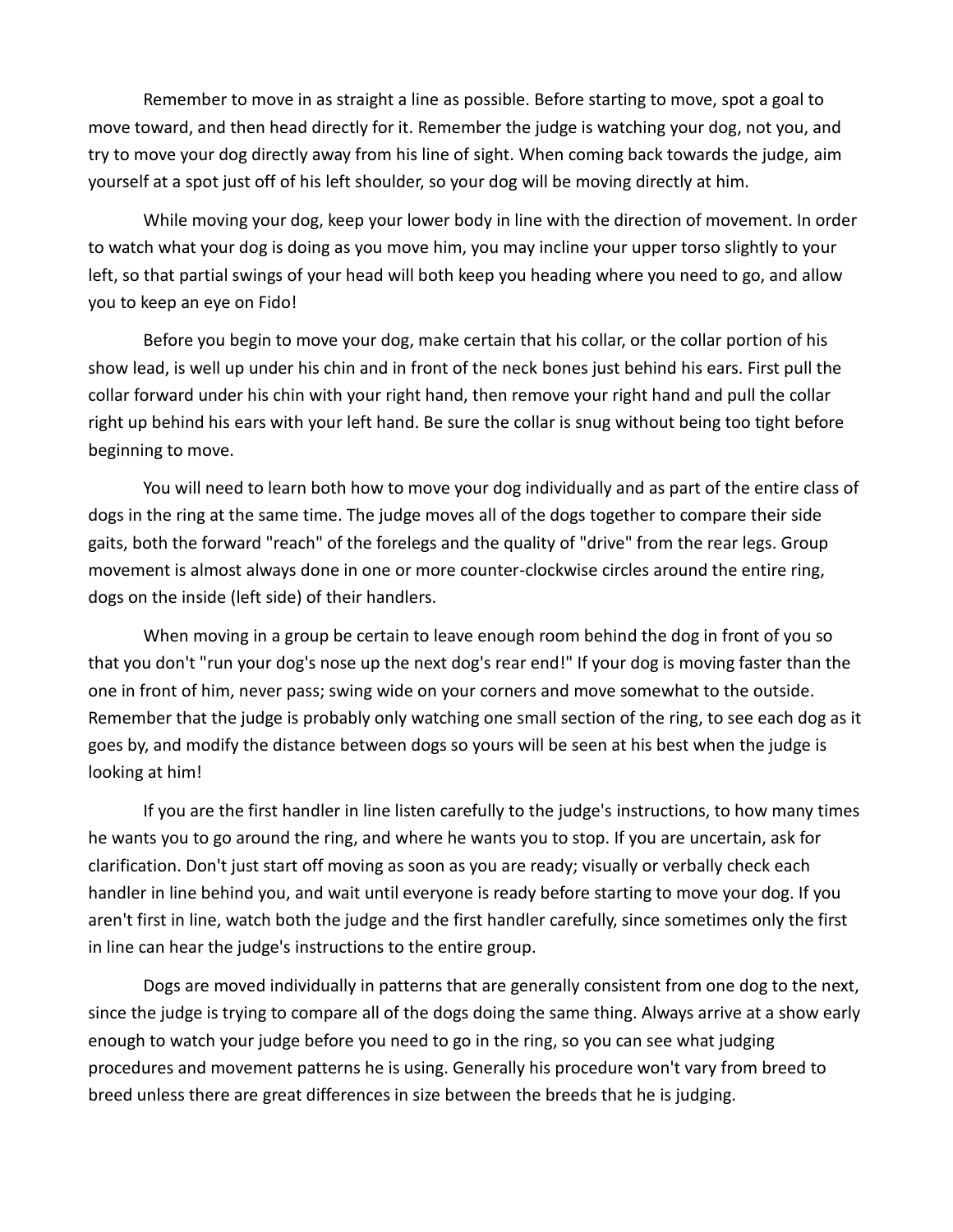Remember to move in as straight a line as possible. Before starting to move, spot a goal to move toward, and then head directly for it. Remember the judge is watching your dog, not you, and try to move your dog directly away from his line of sight. When coming back towards the judge, aim yourself at a spot just off of his left shoulder, so your dog will be moving directly at him.

While moving your dog, keep your lower body in line with the direction of movement. In order to watch what your dog is doing as you move him, you may incline your upper torso slightly to your left, so that partial swings of your head will both keep you heading where you need to go, and allow you to keep an eye on Fido!

Before you begin to move your dog, make certain that his collar, or the collar portion of his show lead, is well up under his chin and in front of the neck bones just behind his ears. First pull the collar forward under his chin with your right hand, then remove your right hand and pull the collar right up behind his ears with your left hand. Be sure the collar is snug without being too tight before beginning to move.

You will need to learn both how to move your dog individually and as part of the entire class of dogs in the ring at the same time. The judge moves all of the dogs together to compare their side gaits, both the forward "reach" of the forelegs and the quality of "drive" from the rear legs. Group movement is almost always done in one or more counter-clockwise circles around the entire ring, dogs on the inside (left side) of their handlers.

When moving in a group be certain to leave enough room behind the dog in front of you so that you don't "run your dog's nose up the next dog's rear end!" If your dog is moving faster than the one in front of him, never pass; swing wide on your corners and move somewhat to the outside. Remember that the judge is probably only watching one small section of the ring, to see each dog as it goes by, and modify the distance between dogs so yours will be seen at his best when the judge is looking at him!

If you are the first handler in line listen carefully to the judge's instructions, to how many times he wants you to go around the ring, and where he wants you to stop. If you are uncertain, ask for clarification. Don't just start off moving as soon as you are ready; visually or verbally check each handler in line behind you, and wait until everyone is ready before starting to move your dog. If you aren't first in line, watch both the judge and the first handler carefully, since sometimes only the first in line can hear the judge's instructions to the entire group.

Dogs are moved individually in patterns that are generally consistent from one dog to the next, since the judge is trying to compare all of the dogs doing the same thing. Always arrive at a show early enough to watch your judge before you need to go in the ring, so you can see what judging procedures and movement patterns he is using. Generally his procedure won't vary from breed to breed unless there are great differences in size between the breeds that he is judging.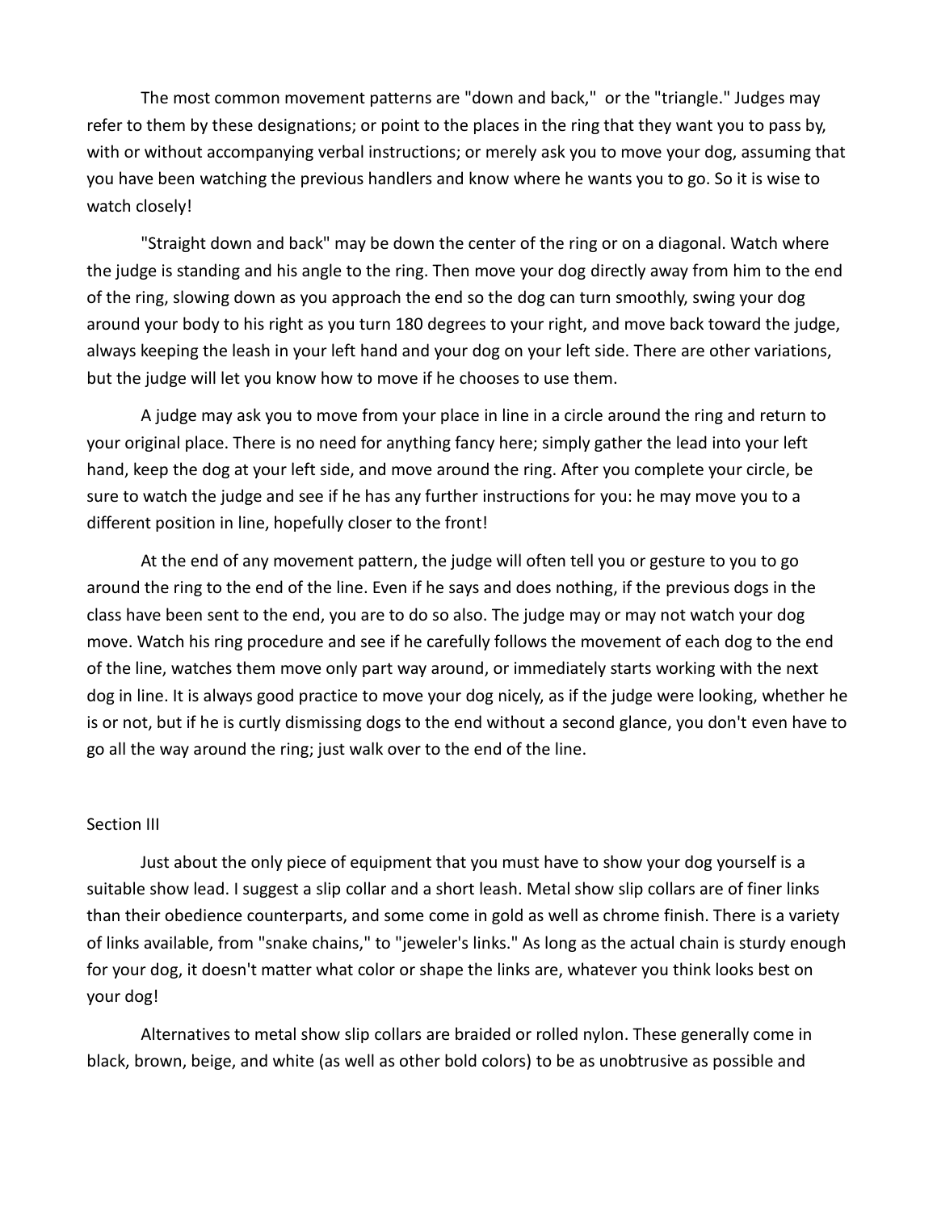The most common movement patterns are "down and back," or the "triangle." Judges may refer to them by these designations; or point to the places in the ring that they want you to pass by, with or without accompanying verbal instructions; or merely ask you to move your dog, assuming that you have been watching the previous handlers and know where he wants you to go. So it is wise to watch closely!

"Straight down and back" may be down the center of the ring or on a diagonal. Watch where the judge is standing and his angle to the ring. Then move your dog directly away from him to the end of the ring, slowing down as you approach the end so the dog can turn smoothly, swing your dog around your body to his right as you turn 180 degrees to your right, and move back toward the judge, always keeping the leash in your left hand and your dog on your left side. There are other variations, but the judge will let you know how to move if he chooses to use them.

A judge may ask you to move from your place in line in a circle around the ring and return to your original place. There is no need for anything fancy here; simply gather the lead into your left hand, keep the dog at your left side, and move around the ring. After you complete your circle, be sure to watch the judge and see if he has any further instructions for you: he may move you to a different position in line, hopefully closer to the front!

At the end of any movement pattern, the judge will often tell you or gesture to you to go around the ring to the end of the line. Even if he says and does nothing, if the previous dogs in the class have been sent to the end, you are to do so also. The judge may or may not watch your dog move. Watch his ring procedure and see if he carefully follows the movement of each dog to the end of the line, watches them move only part way around, or immediately starts working with the next dog in line. It is always good practice to move your dog nicely, as if the judge were looking, whether he is or not, but if he is curtly dismissing dogs to the end without a second glance, you don't even have to go all the way around the ring; just walk over to the end of the line.

## Section III

Just about the only piece of equipment that you must have to show your dog yourself is a suitable show lead. I suggest a slip collar and a short leash. Metal show slip collars are of finer links than their obedience counterparts, and some come in gold as well as chrome finish. There is a variety of links available, from "snake chains," to "jeweler's links." As long as the actual chain is sturdy enough for your dog, it doesn't matter what color or shape the links are, whatever you think looks best on your dog!

Alternatives to metal show slip collars are braided or rolled nylon. These generally come in black, brown, beige, and white (as well as other bold colors) to be as unobtrusive as possible and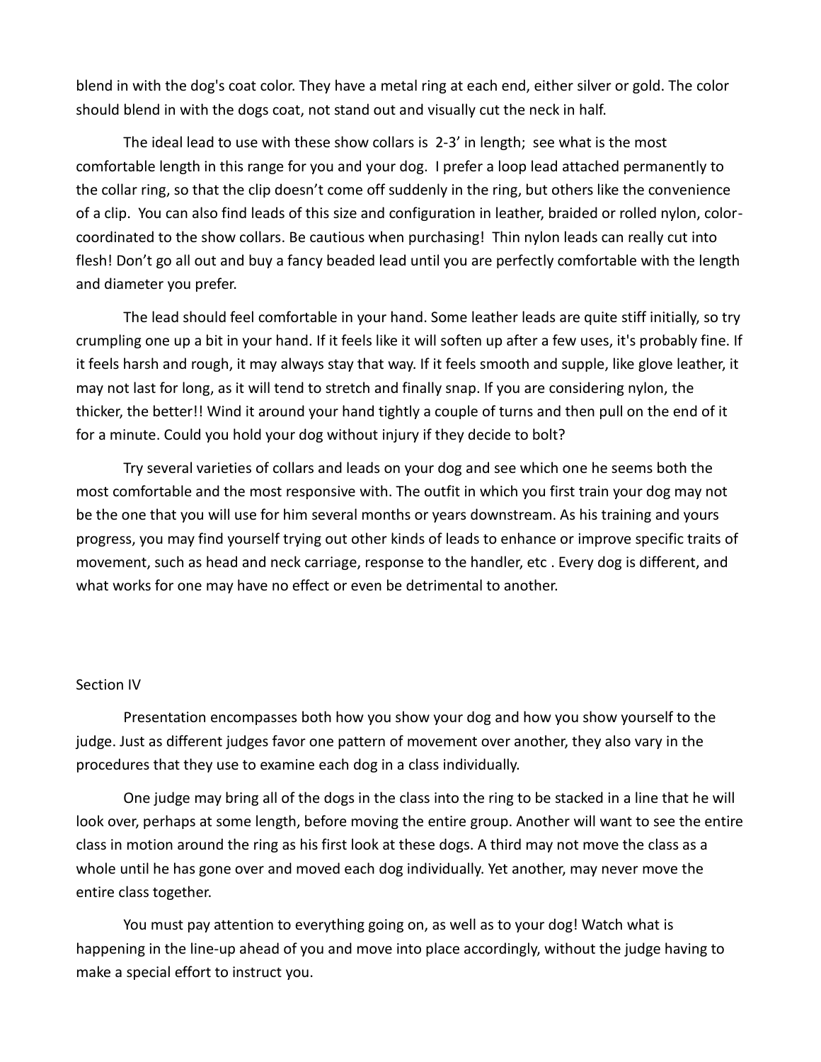blend in with the dog's coat color. They have a metal ring at each end, either silver or gold. The color should blend in with the dogs coat, not stand out and visually cut the neck in half.

The ideal lead to use with these show collars is 2-3' in length; see what is the most comfortable length in this range for you and your dog. I prefer a loop lead attached permanently to the collar ring, so that the clip doesn't come off suddenly in the ring, but others like the convenience of a clip. You can also find leads of this size and configuration in leather, braided or rolled nylon, color-coordinated to the show collars. Be cautious when purchasing! Thin nylon leads can really cut into flesh! Don't go all out and buy a fancy beaded lead until you are perfectly comfortable with the length and diameter you prefer.

The lead should feel comfortable in your hand. Some leather leads are quite stiff initially, so try crumpling one up a bit in your hand. If it feels like it will soften up after a few uses, it's probably fine. If it feels harsh and rough, it may always stay that way. If it feels smooth and supple, like glove leather, it may not last for long, as it will tend to stretch and finally snap. If you are considering nylon, the thicker, the better!! Wind it around your hand tightly a couple of turns and then pull on the end of it for a minute. Could you hold your dog without injury if they decide to bolt?

Try several varieties of collars and leads on your dog and see which one he seems both the most comfortable and the most responsive with. The outfit in which you first train your dog may not be the one that you will use for him several months or years downstream. As his training and yours progress, you may find yourself trying out other kinds of leads to enhance or improve specific traits of movement, such as head and neck carriage, response to the handler, etc . Every dog is different, and what works for one may have no effect or even be detrimental to another.

## Section IV

Presentation encompasses both how you show your dog and how you show yourself to the judge. Just as different judges favor one pattern of movement over another, they also vary in the procedures that they use to examine each dog in a class individually.

One judge may bring all of the dogs in the class into the ring to be stacked in a line that he will look over, perhaps at some length, before moving the entire group. Another will want to see the entire class in motion around the ring as his first look at these dogs. A third may not move the class as a whole until he has gone over and moved each dog individually. Yet another, may never move the entire class together.

You must pay attention to everything going on, as well as to your dog! Watch what is happening in the line-up ahead of you and move into place accordingly, without the judge having to make a special effort to instruct you.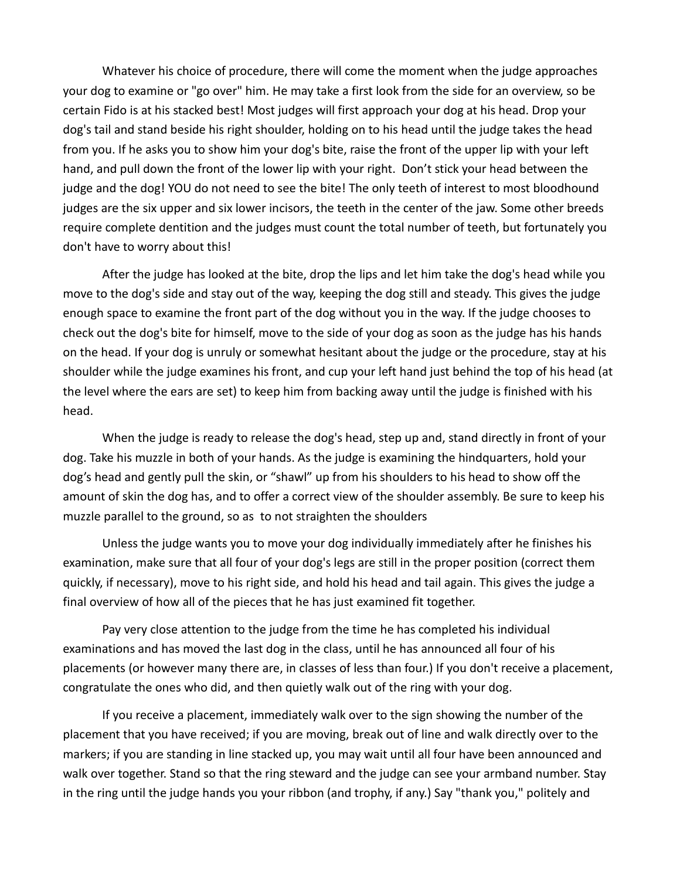Whatever his choice of procedure, there will come the moment when the judge approaches your dog to examine or "go over" him. He may take a first look from the side for an overview, so be certain Fido is at his stacked best! Most judges will first approach your dog at his head. Drop your dog's tail and stand beside his right shoulder, holding on to his head until the judge takes the head from you. If he asks you to show him your dog's bite, raise the front of the upper lip with your left hand, and pull down the front of the lower lip with your right. Don't stick your head between the judge and the dog! YOU do not need to see the bite! The only teeth of interest to most bloodhound judges are the six upper and six lower incisors, the teeth in the center of the jaw. Some other breeds require complete dentition and the judges must count the total number of teeth, but fortunately you don't have to worry about this!

After the judge has looked at the bite, drop the lips and let him take the dog's head while you move to the dog's side and stay out of the way, keeping the dog still and steady. This gives the judge enough space to examine the front part of the dog without you in the way. If the judge chooses to check out the dog's bite for himself, move to the side of your dog as soon as the judge has his hands on the head. If your dog is unruly or somewhat hesitant about the judge or the procedure, stay at his shoulder while the judge examines his front, and cup your left hand just behind the top of his head (at the level where the ears are set) to keep him from backing away until the judge is finished with his head.

When the judge is ready to release the dog's head, step up and, stand directly in front of your dog. Take his muzzle in both of your hands. As the judge is examining the hindquarters, hold your dog's head and gently pull the skin, or "shawl" up from his shoulders to his head to show off the amount of skin the dog has, and to offer a correct view of the shoulder assembly. Be sure to keep his muzzle parallel to the ground, so as to not straighten the shoulders

Unless the judge wants you to move your dog individually immediately after he finishes his examination, make sure that all four of your dog's legs are still in the proper position (correct them quickly, if necessary), move to his right side, and hold his head and tail again. This gives the judge a final overview of how all of the pieces that he has just examined fit together.

Pay very close attention to the judge from the time he has completed his individual examinations and has moved the last dog in the class, until he has announced all four of his placements (or however many there are, in classes of less than four.) If you don't receive a placement, congratulate the ones who did, and then quietly walk out of the ring with your dog.

If you receive a placement, immediately walk over to the sign showing the number of the placement that you have received; if you are moving, break out of line and walk directly over to the markers; if you are standing in line stacked up, you may wait until all four have been announced and walk over together. Stand so that the ring steward and the judge can see your armband number. Stay in the ring until the judge hands you your ribbon (and trophy, if any.) Say "thank you," politely and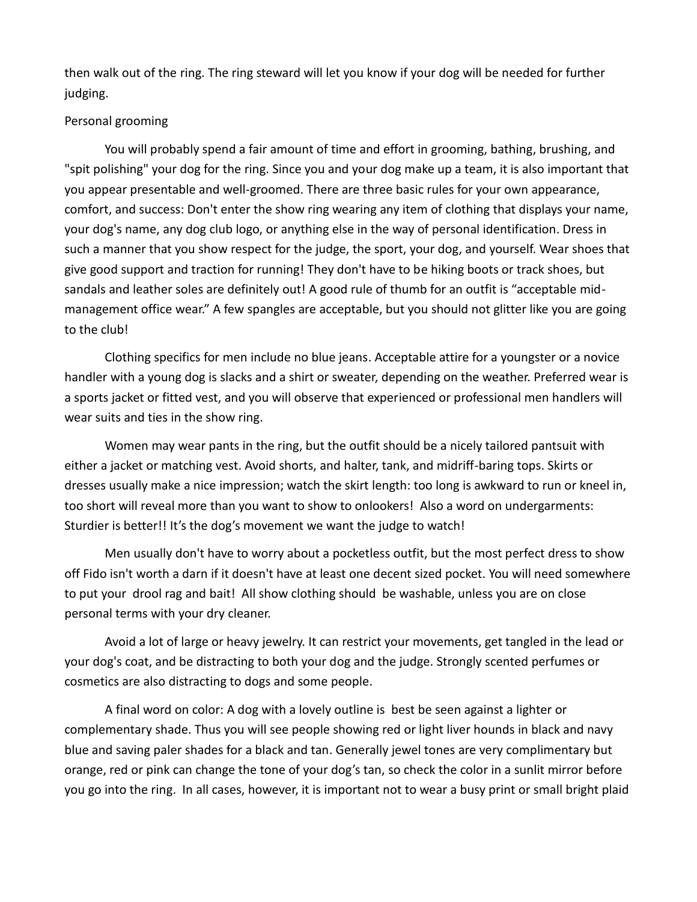then walk out of the ring. The ring steward will let you know if your dog will be needed for further judging.

## Personal grooming

You will probably spend a fair amount of time and effort in grooming, bathing, brushing, and "spit polishing" your dog for the ring. Since you and your dog make up a team, it is also important that you appear presentable and well-groomed. There are three basic rules for your own appearance, comfort, and success: Don't enter the show ring wearing any item of clothing that displays your name, your dog's name, any dog club logo, or anything else in the way of personal identification. Dress in such a manner that you show respect for the judge, the sport, your dog, and yourself. Wear shoes that give good support and traction for running! They don't have to be hiking boots or track shoes, but sandals and leather soles are definitely out! A good rule of thumb for an outfit is "acceptable mid-management office wear." A few spangles are acceptable, but you should not glitter like you are going to the club!

Clothing specifics for men include no blue jeans. Acceptable attire for a youngster or a novice handler with a young dog is slacks and a shirt or sweater, depending on the weather. Preferred wear is a sports jacket or fitted vest, and you will observe that experienced or professional men handlers will wear suits and ties in the show ring.

Women may wear pants in the ring, but the outfit should be a nicely tailored pantsuit with either a jacket or matching vest. Avoid shorts, and halter, tank, and midriff-baring tops. Skirts or dresses usually make a nice impression; watch the skirt length: too long is awkward to run or kneel in, too short will reveal more than you want to show to onlookers! Also a word on undergarments: Sturdier is better!! It's the dog's movement we want the judge to watch!

Men usually don't have to worry about a pocketless outfit, but the most perfect dress to show off Fido isn't worth a darn if it doesn't have at least one decent sized pocket. You will need somewhere to put your drool rag and bait! All show clothing should be washable, unless you are on close personal terms with your dry cleaner.

Avoid a lot of large or heavy jewelry. It can restrict your movements, get tangled in the lead or your dog's coat, and be distracting to both your dog and the judge. Strongly scented perfumes or cosmetics are also distracting to dogs and some people.

A final word on color: A dog with a lovely outline is best be seen against a lighter or complementary shade. Thus you will see people showing red or light liver hounds in black and navy blue and saving paler shades for a black and tan. Generally jewel tones are very complimentary but orange, red or pink can change the tone of your dog's tan, so check the color in a sunlit mirror before you go into the ring. In all cases, however, it is important not to wear a busy print or small bright plaid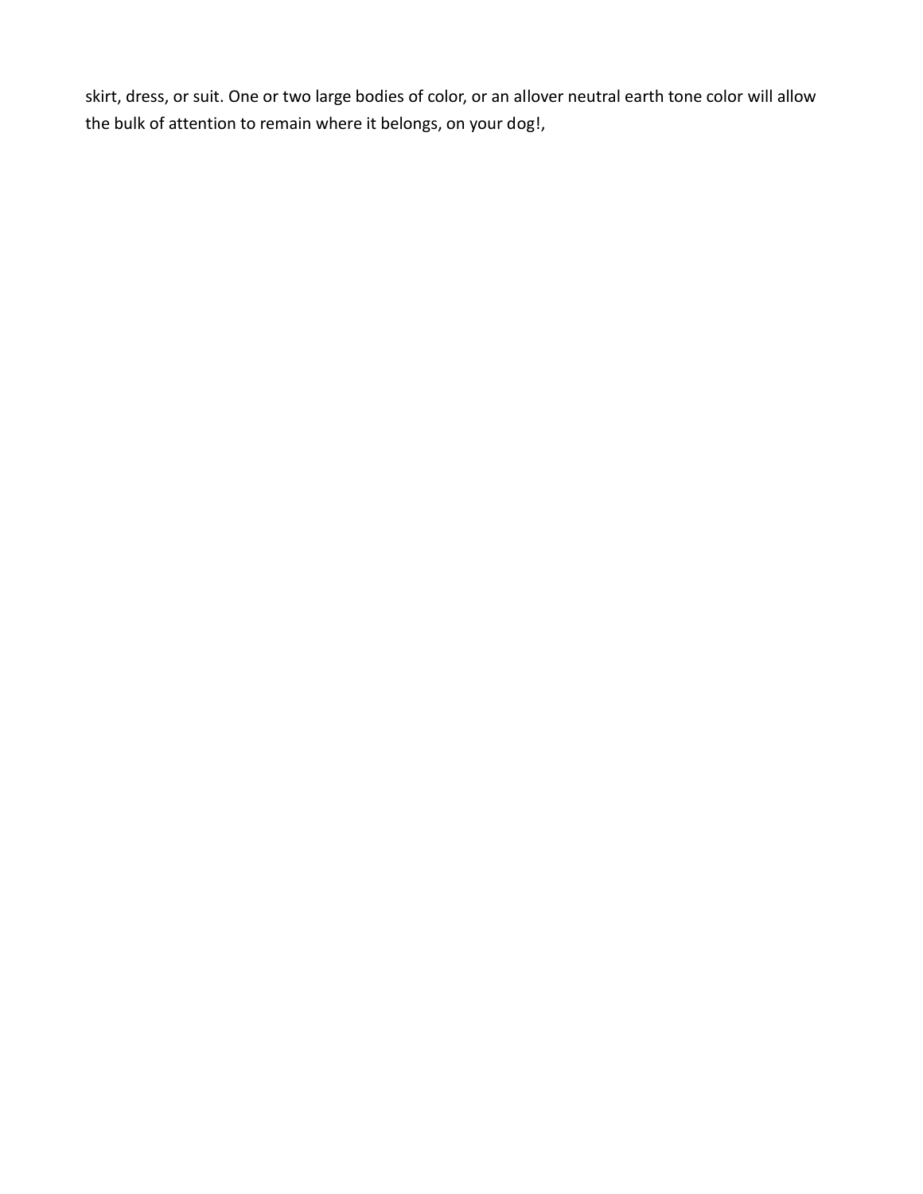skirt, dress, or suit. One or two large bodies of color, or an allover neutral earth tone color will allow the bulk of attention to remain where it belongs, on your dog!,